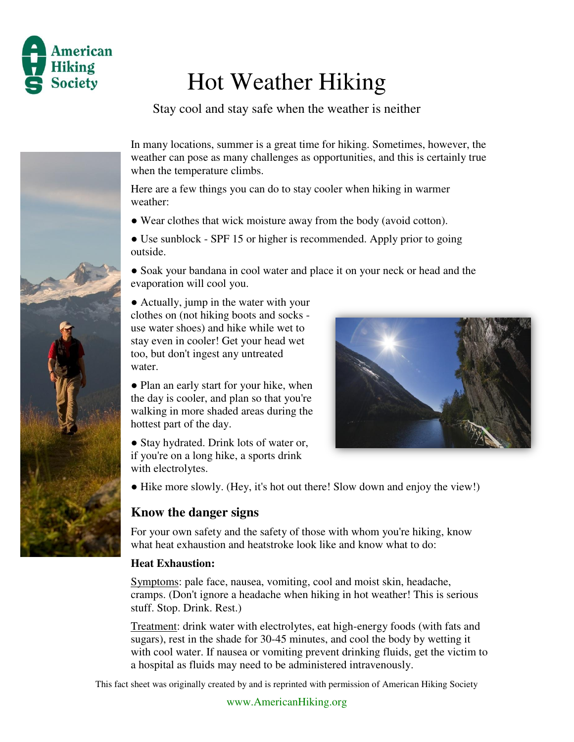American Hiking Society

# Hot Weather Hiking

Stay cool and stay safe when the weather is neither

In many locations, summer is a great time for hiking. Sometimes, however, the weather can pose as many challenges as opportunities, and this is certainly true when the temperature climbs.

Here are a few things you can do to stay cooler when hiking in warmer weather:

- Wear clothes that wick moisture away from the body (avoid cotton).
- Use sunblock - SPF 15 or higher is recommended. Apply prior to going outside.
- Soak your bandana in cool water and place it on your neck or head and the evaporation will cool you.
- Actually, jump in the water with your clothes on (not hiking boots and socks - use water shoes) and hike while wet to stay even in cooler! Get your head wet too, but don't ingest any untreated water.
- Plan an early start for your hike, when the day is cooler, and plan so that you're walking in more shaded areas during the hottest part of the day.
- Stay hydrated. Drink lots of water or, if you're on a long hike, a sports drink with electrolytes.
- Hike more slowly. (Hey, it's hot out there! Slow down and enjoy the view!)

## Know the danger signs

For your own safety and the safety of those with whom you're hiking, know what heat exhaustion and heatstroke look like and know what to do:

**Heat Exhaustion:**

Symptoms: pale face, nausea, vomiting, cool and moist skin, headache, cramps. (Don't ignore a headache when hiking in hot weather! This is serious stuff. Stop. Drink. Rest.)

Treatment: drink water with electrolytes, eat high-energy foods (with fats and sugars), rest in the shade for 30-45 minutes, and cool the body by wetting it with cool water. If nausea or vomiting prevent drinking fluids, get the victim to a hospital as fluids may need to be administered intravenously.

This fact sheet was originally created by and is reprinted with permission of American Hiking Society

www.AmericanHiking.org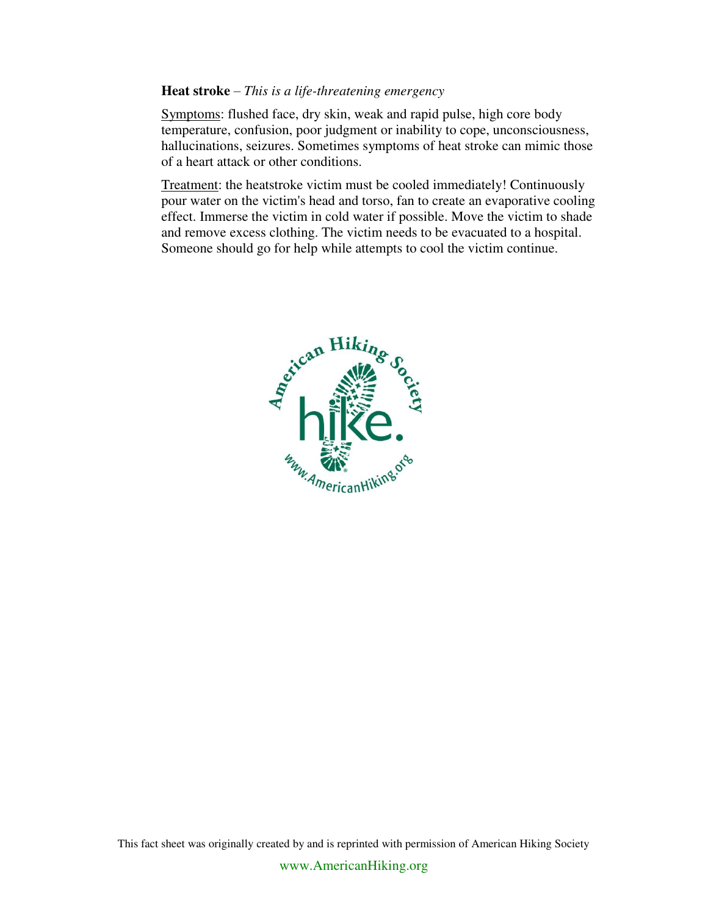**Heat stroke** – *This is a life-threatening emergency*

Symptoms: flushed face, dry skin, weak and rapid pulse, high core body temperature, confusion, poor judgment or inability to cope, unconsciousness, hallucinations, seizures. Sometimes symptoms of heat stroke can mimic those of a heart attack or other conditions.

Treatment: the heatstroke victim must be cooled immediately! Continuously pour water on the victim's head and torso, fan to create an evaporative cooling effect. Immerse the victim in cold water if possible. Move the victim to shade and remove excess clothing. The victim needs to be evacuated to a hospital. Someone should go for help while attempts to cool the victim continue.

This fact sheet was originally created by and is reprinted with permission of American Hiking Society

www.AmericanHiking.org